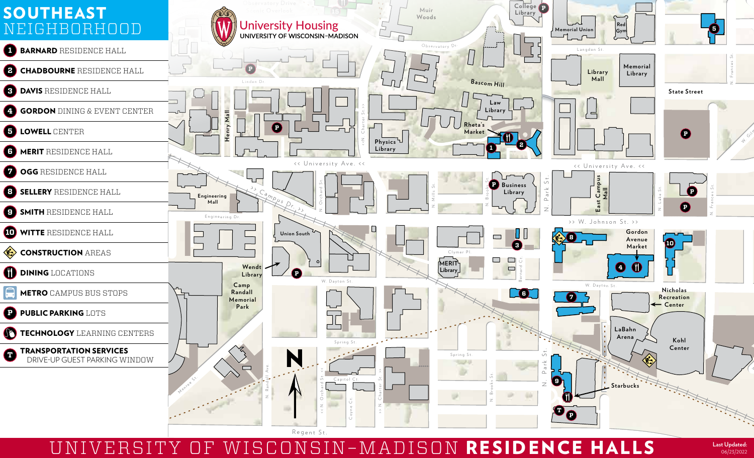# SOUTHEAST NEIGHBORHOOD

1. **BARNARD** RESIDENCE HALL
2. **CHADBOURNE** RESIDENCE HALL
3. **DAVIS** RESIDENCE HALL
4. **GORDON** DINING & EVENT CENTER
5. **LOWELL** CENTER
6. **MERIT** RESIDENCE HALL
7. **OGG** RESIDENCE HALL
8. **SELLERY** RESIDENCE HALL
9. **SMITH** RESIDENCE HALL
10. **WITTE** RESIDENCE HALL

- **CONSTRUCTION** AREAS
- **DINING** LOCATIONS
- **METRO** CAMPUS BUS STOPS
- **PUBLIC PARKING** LOTS
- **TECHNOLOGY** LEARNING CENTERS
- **TRANSPORTATION SERVICES** DRIVE-UP GUEST PARKING WINDOW

University Housing
UNIVERSITY OF WISCONSIN–MADISON

Observatory Dr, Linden Dr, Henry Mall, N. Charter St., Muir Woods, College Library, Bascom Hill, Law Library, Rheta's Market, Physics Library, Memorial Union, Red Gym, Langdon St., Library Mall, Memorial Library, State Street, N. Frances St., W. Gilman, University Ave., Engineering Mall, Engineering Dr., Campus Dr., N. Orchard St., N. Mills St., N. Brooks St., Business Library, N. Park St., East Campus Mall, N. Lake St., W. Johnson St., Union South, Wendt Library, Camp Randall Memorial Park, Clymer Pl., MERIT Library, Bernard Ct., Gordon Avenue Market, W. Dayton St., Nicholas Recreation Center, LaBahn Arena, Kohl Center, Spring St., Monroe St., N. Randall Ave., Capitol Ct., Coyne Ct., Starbucks, Regent St.

# UNIVERSITY OF WISCONSIN–MADISON **RESIDENCE HALLS**

Last Updated: 06/23/2022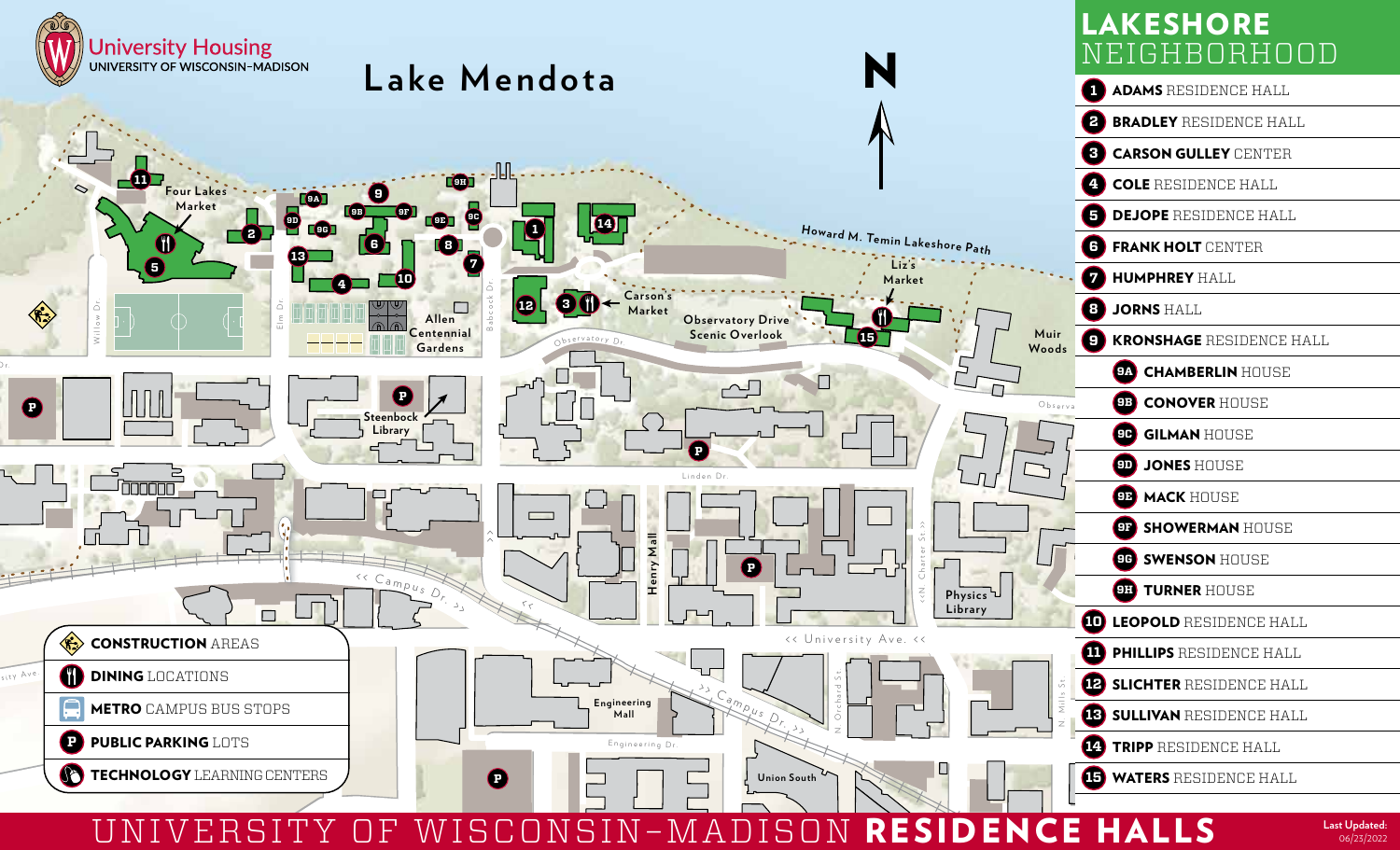University Housing
UNIVERSITY OF WISCONSIN–MADISON

# LAKESHORE NEIGHBORHOOD

1. **ADAMS** RESIDENCE HALL
2. **BRADLEY** RESIDENCE HALL
3. **CARSON GULLEY** CENTER
4. **COLE** RESIDENCE HALL
5. **DEJOPE** RESIDENCE HALL
6. **FRANK HOLT** CENTER
7. **HUMPHREY** HALL
8. **JORNS** HALL
9. **KRONSHAGE** RESIDENCE HALL
   - 9A **CHAMBERLIN** HOUSE
   - 9B **CONOVER** HOUSE
   - 9C **GILMAN** HOUSE
   - 9D **JONES** HOUSE
   - 9E **MACK** HOUSE
   - 9F **SHOWERMAN** HOUSE
   - 9G **SWENSON** HOUSE
   - 9H **TURNER** HOUSE
10. **LEOPOLD** RESIDENCE HALL
11. **PHILLIPS** RESIDENCE HALL
12. **SLICHTER** RESIDENCE HALL
13. **SULLIVAN** RESIDENCE HALL
14. **TRIPP** RESIDENCE HALL
15. **WATERS** RESIDENCE HALL

Lake Mendota

N

Four Lakes Market
Carson's Market
Liz's Market
Howard M. Temin Lakeshore Path
Observatory Drive Scenic Overlook
Allen Centennial Gardens
Steenbock Library
Muir Woods
Physics Library
Henry Mall
Engineering Mall
Union South
Willow Dr.
Elm Dr.
Babcock Dr.
Observatory Dr.
Linden Dr.
N. Charter St.
Campus Dr.
University Ave.
N. Orchard St.
N. Mills St.
Engineering Dr.

**CONSTRUCTION** AREAS
**DINING** LOCATIONS
**METRO** CAMPUS BUS STOPS
**PUBLIC PARKING** LOTS
**TECHNOLOGY** LEARNING CENTERS

UNIVERSITY OF WISCONSIN–MADISON **RESIDENCE HALLS**

Last Updated: 06/23/2022